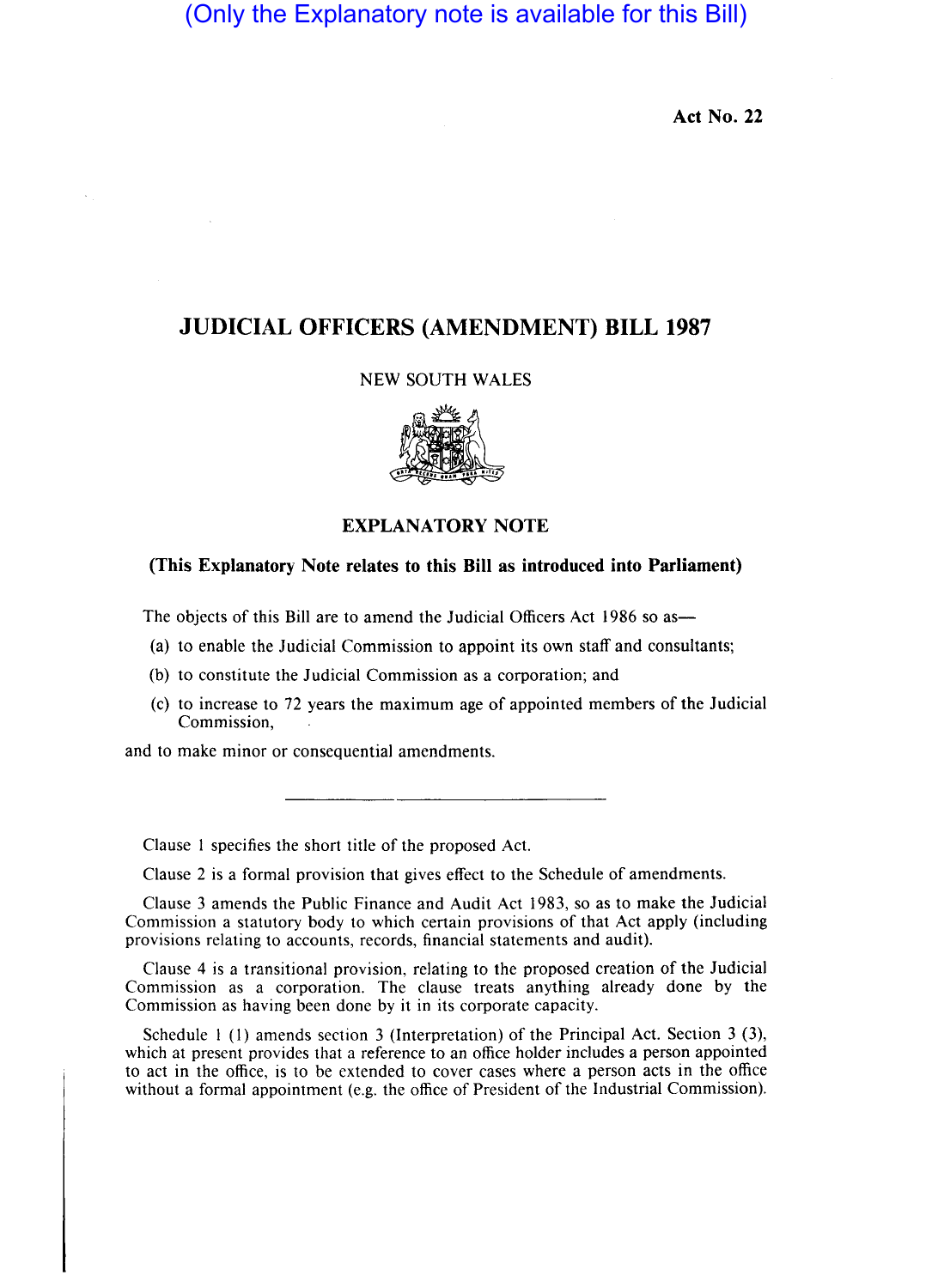(Only the Explanatory note is available for this Bill)

**Act No. 22**

# JUDICIAL OFFICERS (AMENDMENT) BILL 1987

NEW SOUTH WALES

## EXPLANATORY NOTE

**(This Explanatory Note relates to this Bill as introduced into Parliament)**

The objects of this Bill are to amend the Judicial Officers Act 1986 so as—

(a) to enable the Judicial Commission to appoint its own staff and consultants;

(b) to constitute the Judicial Commission as a corporation; and

(c) to increase to 72 years the maximum age of appointed members of the Judicial Commission,

and to make minor or consequential amendments.

---

Clause 1 specifies the short title of the proposed Act.

Clause 2 is a formal provision that gives effect to the Schedule of amendments.

Clause 3 amends the Public Finance and Audit Act 1983, so as to make the Judicial Commission a statutory body to which certain provisions of that Act apply (including provisions relating to accounts, records, financial statements and audit).

Clause 4 is a transitional provision, relating to the proposed creation of the Judicial Commission as a corporation. The clause treats anything already done by the Commission as having been done by it in its corporate capacity.

Schedule 1 (1) amends section 3 (Interpretation) of the Principal Act. Section 3 (3), which at present provides that a reference to an office holder includes a person appointed to act in the office, is to be extended to cover cases where a person acts in the office without a formal appointment (e.g. the office of President of the Industrial Commission).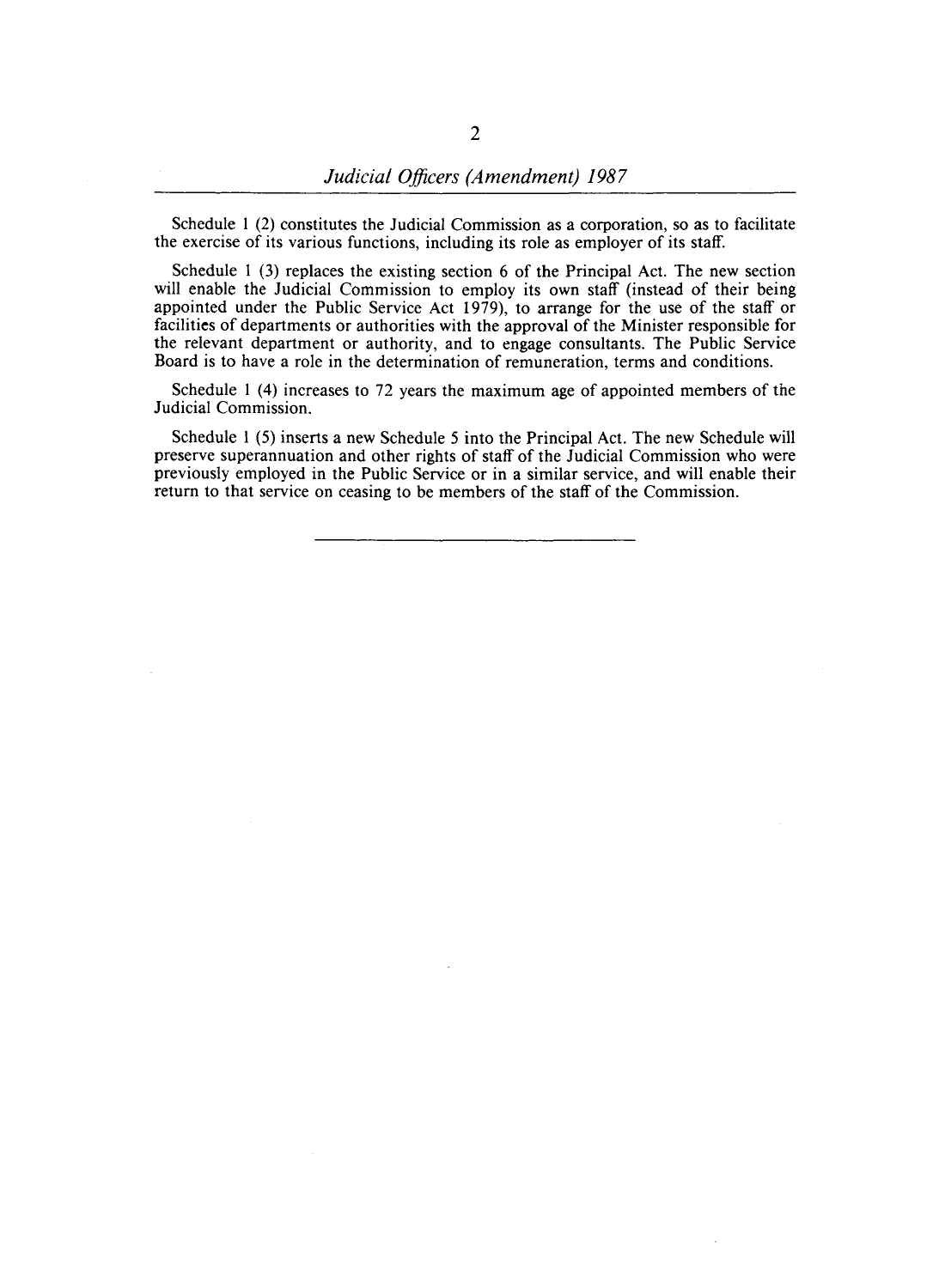Schedule 1 (2) constitutes the Judicial Commission as a corporation, so as to facilitate the exercise of its various functions, including its role as employer of its staff.

Schedule 1 (3) replaces the existing section 6 of the Principal Act. The new section will enable the Judicial Commission to employ its own staff (instead of their being appointed under the Public Service Act 1979), to arrange for the use of the staff or facilities of departments or authorities with the approval of the Minister responsible for the relevant department or authority, and to engage consultants. The Public Service Board is to have a role in the determination of remuneration, terms and conditions.

Schedule 1 (4) increases to 72 years the maximum age of appointed members of the Judicial Commission.

Schedule 1 (5) inserts a new Schedule 5 into the Principal Act. The new Schedule will preserve superannuation and other rights of staff of the Judicial Commission who were previously employed in the Public Service or in a similar service, and will enable their return to that service on ceasing to be members of the staff of the Commission.